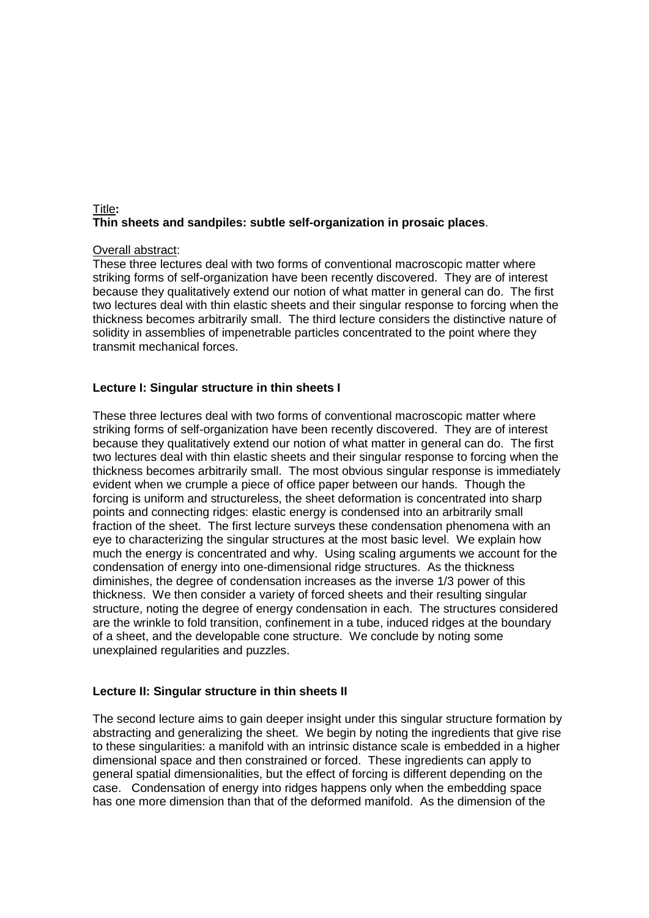Title:
**Thin sheets and sandpiles: subtle self-organization in prosaic places**.

Overall abstract:
These three lectures deal with two forms of conventional macroscopic matter where striking forms of self-organization have been recently discovered. They are of interest because they qualitatively extend our notion of what matter in general can do. The first two lectures deal with thin elastic sheets and their singular response to forcing when the thickness becomes arbitrarily small. The third lecture considers the distinctive nature of solidity in assemblies of impenetrable particles concentrated to the point where they transmit mechanical forces.

## Lecture I: Singular structure in thin sheets I

These three lectures deal with two forms of conventional macroscopic matter where striking forms of self-organization have been recently discovered. They are of interest because they qualitatively extend our notion of what matter in general can do. The first two lectures deal with thin elastic sheets and their singular response to forcing when the thickness becomes arbitrarily small. The most obvious singular response is immediately evident when we crumple a piece of office paper between our hands. Though the forcing is uniform and structureless, the sheet deformation is concentrated into sharp points and connecting ridges: elastic energy is condensed into an arbitrarily small fraction of the sheet. The first lecture surveys these condensation phenomena with an eye to characterizing the singular structures at the most basic level. We explain how much the energy is concentrated and why. Using scaling arguments we account for the condensation of energy into one-dimensional ridge structures. As the thickness diminishes, the degree of condensation increases as the inverse 1/3 power of this thickness. We then consider a variety of forced sheets and their resulting singular structure, noting the degree of energy condensation in each. The structures considered are the wrinkle to fold transition, confinement in a tube, induced ridges at the boundary of a sheet, and the developable cone structure. We conclude by noting some unexplained regularities and puzzles.

## Lecture II: Singular structure in thin sheets II

The second lecture aims to gain deeper insight under this singular structure formation by abstracting and generalizing the sheet. We begin by noting the ingredients that give rise to these singularities: a manifold with an intrinsic distance scale is embedded in a higher dimensional space and then constrained or forced. These ingredients can apply to general spatial dimensionalities, but the effect of forcing is different depending on the case. Condensation of energy into ridges happens only when the embedding space has one more dimension than that of the deformed manifold. As the dimension of the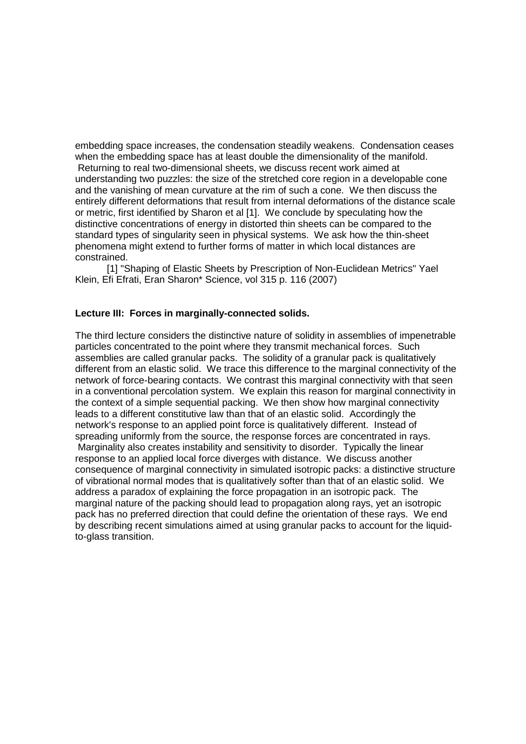embedding space increases, the condensation steadily weakens. Condensation ceases when the embedding space has at least double the dimensionality of the manifold. Returning to real two-dimensional sheets, we discuss recent work aimed at understanding two puzzles: the size of the stretched core region in a developable cone and the vanishing of mean curvature at the rim of such a cone. We then discuss the entirely different deformations that result from internal deformations of the distance scale or metric, first identified by Sharon et al [1]. We conclude by speculating how the distinctive concentrations of energy in distorted thin sheets can be compared to the standard types of singularity seen in physical systems. We ask how the thin-sheet phenomena might extend to further forms of matter in which local distances are constrained.

[1] "Shaping of Elastic Sheets by Prescription of Non-Euclidean Metrics" Yael Klein, Efi Efrati, Eran Sharon* Science, vol 315 p. 116 (2007)

**Lecture III: Forces in marginally-connected solids.**

The third lecture considers the distinctive nature of solidity in assemblies of impenetrable particles concentrated to the point where they transmit mechanical forces. Such assemblies are called granular packs. The solidity of a granular pack is qualitatively different from an elastic solid. We trace this difference to the marginal connectivity of the network of force-bearing contacts. We contrast this marginal connectivity with that seen in a conventional percolation system. We explain this reason for marginal connectivity in the context of a simple sequential packing. We then show how marginal connectivity leads to a different constitutive law than that of an elastic solid. Accordingly the network's response to an applied point force is qualitatively different. Instead of spreading uniformly from the source, the response forces are concentrated in rays. Marginality also creates instability and sensitivity to disorder. Typically the linear response to an applied local force diverges with distance. We discuss another consequence of marginal connectivity in simulated isotropic packs: a distinctive structure of vibrational normal modes that is qualitatively softer than that of an elastic solid. We address a paradox of explaining the force propagation in an isotropic pack. The marginal nature of the packing should lead to propagation along rays, yet an isotropic pack has no preferred direction that could define the orientation of these rays. We end by describing recent simulations aimed at using granular packs to account for the liquid-to-glass transition.